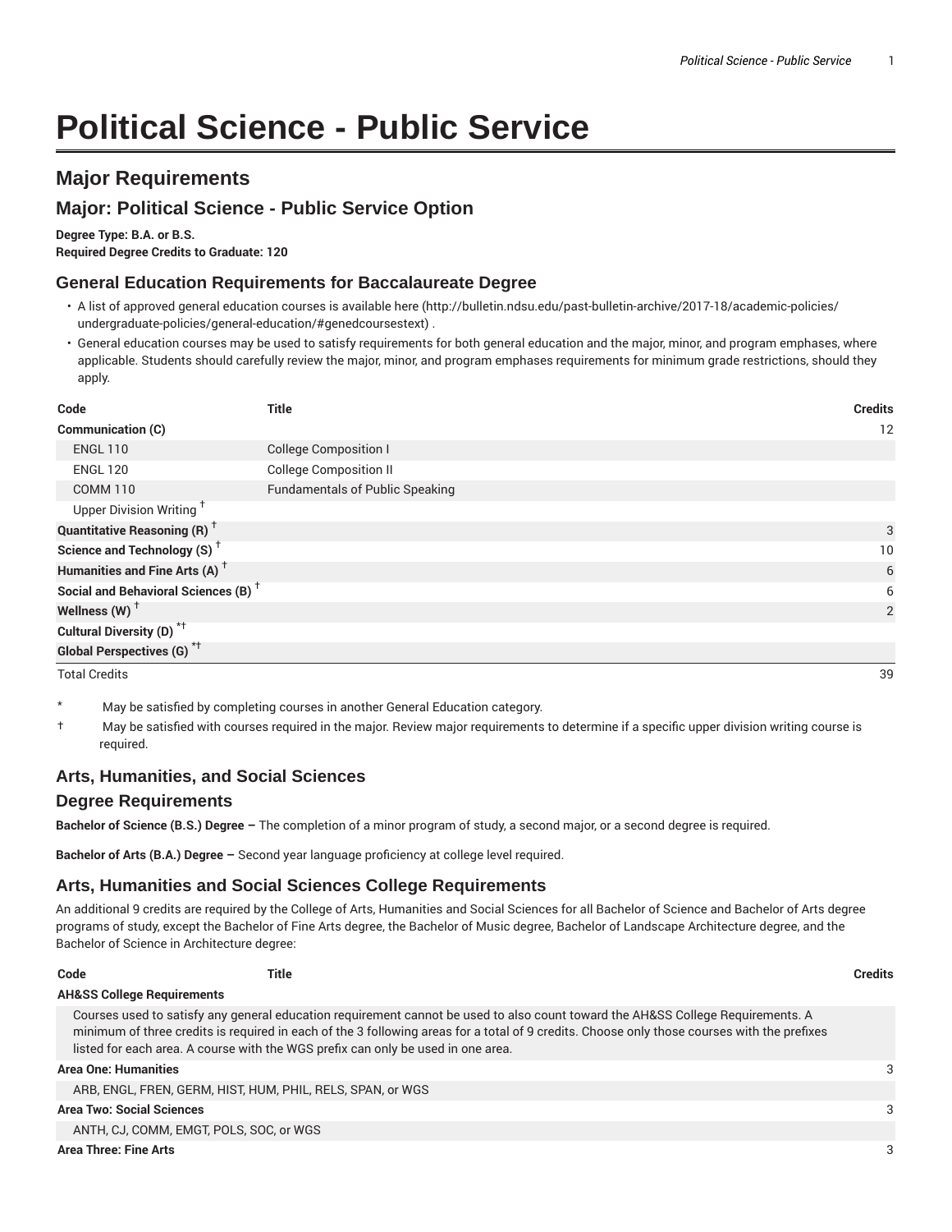# Political Science - Public Service

## Major Requirements

## Major: Political Science - Public Service Option

**Degree Type: B.A. or B.S.**
**Required Degree Credits to Graduate: 120**

### General Education Requirements for Baccalaureate Degree

- A list of approved general education courses is available here (http://bulletin.ndsu.edu/past-bulletin-archive/2017-18/academic-policies/undergraduate-policies/general-education/#genedcoursestext) .
- General education courses may be used to satisfy requirements for both general education and the major, minor, and program emphases, where applicable. Students should carefully review the major, minor, and program emphases requirements for minimum grade restrictions, should they apply.

| Code | Title | Credits |
|---|---|---|
| **Communication (C)** | | 12 |
| ENGL 110 | College Composition I | |
| ENGL 120 | College Composition II | |
| COMM 110 | Fundamentals of Public Speaking | |
| Upper Division Writing † | | |
| **Quantitative Reasoning (R) †** | | 3 |
| **Science and Technology (S) †** | | 10 |
| **Humanities and Fine Arts (A) †** | | 6 |
| **Social and Behavioral Sciences (B) †** | | 6 |
| **Wellness (W) †** | | 2 |
| **Cultural Diversity (D) *†** | | |
| **Global Perspectives (G) *†** | | |
| Total Credits | | 39 |

\* May be satisfied by completing courses in another General Education category.

† May be satisfied with courses required in the major. Review major requirements to determine if a specific upper division writing course is required.

### Arts, Humanities, and Social Sciences

### Degree Requirements

**Bachelor of Science (B.S.) Degree –** The completion of a minor program of study, a second major, or a second degree is required.

**Bachelor of Arts (B.A.) Degree –** Second year language proficiency at college level required.

### Arts, Humanities and Social Sciences College Requirements

An additional 9 credits are required by the College of Arts, Humanities and Social Sciences for all Bachelor of Science and Bachelor of Arts degree programs of study, except the Bachelor of Fine Arts degree, the Bachelor of Music degree, Bachelor of Landscape Architecture degree, and the Bachelor of Science in Architecture degree:

| Code | Title | Credits |
|---|---|---|
| **AH&SS College Requirements** | | |
| Courses used to satisfy any general education requirement cannot be used to also count toward the AH&SS College Requirements. A minimum of three credits is required in each of the 3 following areas for a total of 9 credits. Choose only those courses with the prefixes listed for each area. A course with the WGS prefix can only be used in one area. | | |
| **Area One: Humanities** | | 3 |
| ARB, ENGL, FREN, GERM, HIST, HUM, PHIL, RELS, SPAN, or WGS | | |
| **Area Two: Social Sciences** | | 3 |
| ANTH, CJ, COMM, EMGT, POLS, SOC, or WGS | | |
| **Area Three: Fine Arts** | | 3 |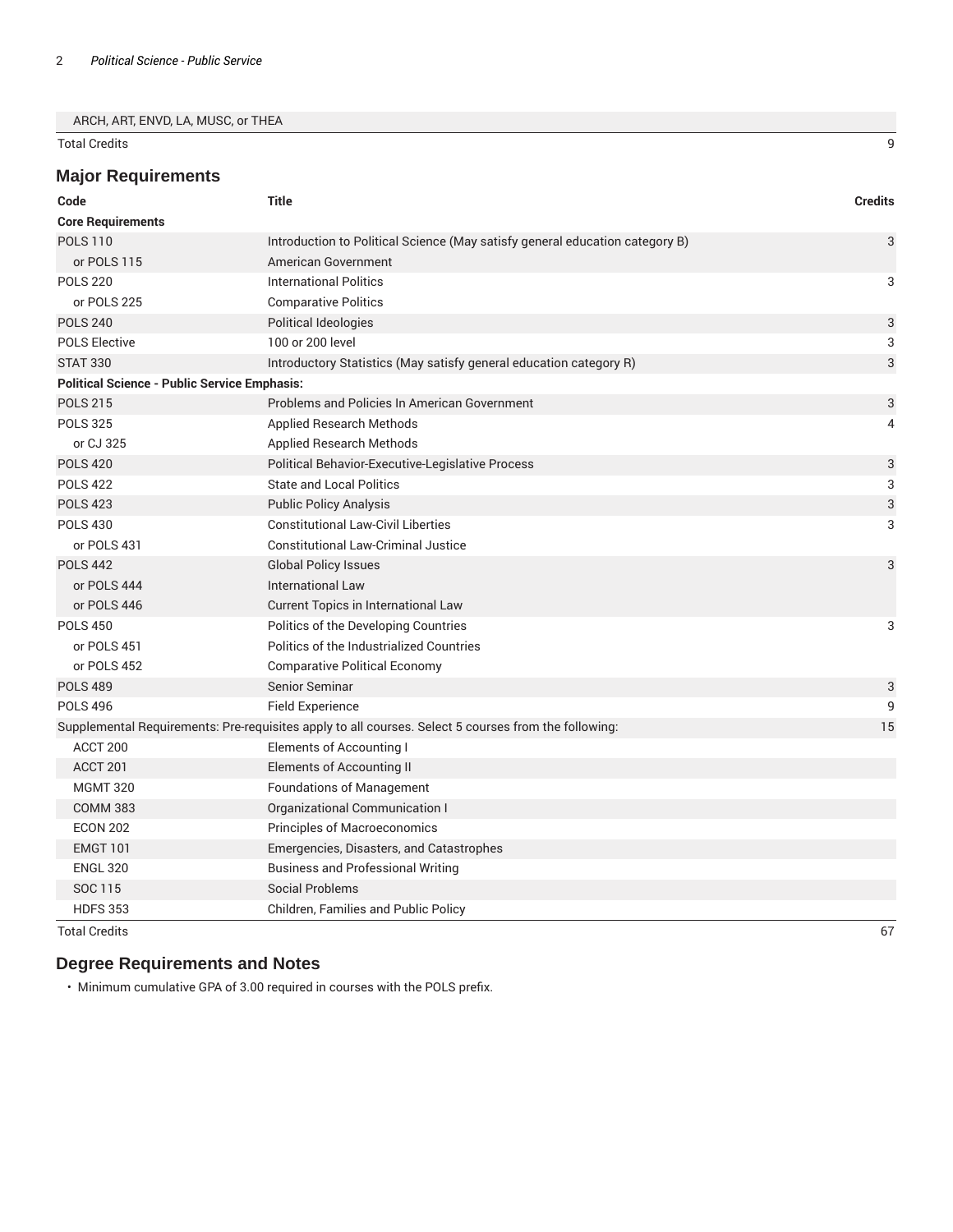| | |
|---|---|
| ARCH, ART, ENVD, LA, MUSC, or THEA | |
| Total Credits | 9 |

## Major Requirements

| Code | Title | Credits |
|---|---|---|
| **Core Requirements** | | |
| POLS 110 | Introduction to Political Science (May satisfy general education category B) | 3 |
| or POLS 115 | American Government | |
| POLS 220 | International Politics | 3 |
| or POLS 225 | Comparative Politics | |
| POLS 240 | Political Ideologies | 3 |
| POLS Elective | 100 or 200 level | 3 |
| STAT 330 | Introductory Statistics (May satisfy general education category R) | 3 |
| **Political Science - Public Service Emphasis:** | | |
| POLS 215 | Problems and Policies In American Government | 3 |
| POLS 325 | Applied Research Methods | 4 |
| or CJ 325 | Applied Research Methods | |
| POLS 420 | Political Behavior-Executive-Legislative Process | 3 |
| POLS 422 | State and Local Politics | 3 |
| POLS 423 | Public Policy Analysis | 3 |
| POLS 430 | Constitutional Law-Civil Liberties | 3 |
| or POLS 431 | Constitutional Law-Criminal Justice | |
| POLS 442 | Global Policy Issues | 3 |
| or POLS 444 | International Law | |
| or POLS 446 | Current Topics in International Law | |
| POLS 450 | Politics of the Developing Countries | 3 |
| or POLS 451 | Politics of the Industrialized Countries | |
| or POLS 452 | Comparative Political Economy | |
| POLS 489 | Senior Seminar | 3 |
| POLS 496 | Field Experience | 9 |
| Supplemental Requirements: Pre-requisites apply to all courses. Select 5 courses from the following: | | 15 |
| ACCT 200 | Elements of Accounting I | |
| ACCT 201 | Elements of Accounting II | |
| MGMT 320 | Foundations of Management | |
| COMM 383 | Organizational Communication I | |
| ECON 202 | Principles of Macroeconomics | |
| EMGT 101 | Emergencies, Disasters, and Catastrophes | |
| ENGL 320 | Business and Professional Writing | |
| SOC 115 | Social Problems | |
| HDFS 353 | Children, Families and Public Policy | |
| Total Credits | | 67 |

## Degree Requirements and Notes

- Minimum cumulative GPA of 3.00 required in courses with the POLS prefix.